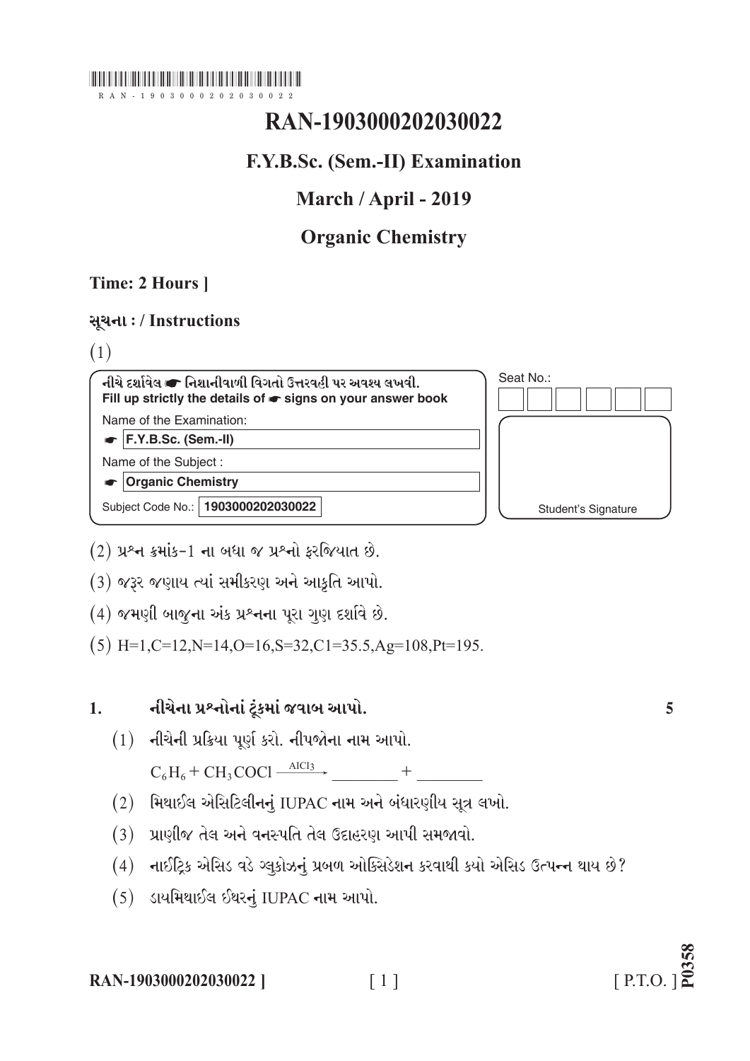RAN-1903000202030022

# RAN-1903000202030022

## F.Y.B.Sc. (Sem.-II) Examination

## March / April - 2019

## Organic Chemistry

**Time: 2 Hours ]**

**સૂચના : / Instructions**

(1)

| નીચે દર્શાવેલ ☛ નિશાનીવાળી વિગતો ઉત્તરવહી પર અવશ્ય લખવી. Fill up strictly the details of ☛ signs on your answer book | Seat No.: |
|---|---|
| Name of the Examination: | |
| ☛ F.Y.B.Sc. (Sem.-II) | |
| Name of the Subject : | |
| ☛ Organic Chemistry | |
| Subject Code No.: 1903000202030022 | Student's Signature |

(2) પ્રશ્ન ક્રમાંક-1 ના બધા જ પ્રશ્નો ફરજિયાત છે.

(3) જરૂર જણાય ત્યાં સમીકરણ અને આકૃતિ આપો.

(4) જમણી બાજુના અંક પ્રશ્નના પૂરા ગુણ દર્શાવે છે.

(5) H=1,C=12,N=14,O=16,S=32,C1=35.5,Ag=108,Pt=195.

**1. નીચેના પ્રશ્નોનાં ટૂંકમાં જવાબ આપો.** **5**

(1) નીચેની પ્રક્રિયા પૂર્ણ કરો. નીપજોના નામ આપો.

$C_6H_6 + CH_3COCl \xrightarrow{AlCl_3}$ ________ + ________

(2) મિથાઈલ એસિટિલીનનું IUPAC નામ અને બંધારણીય સૂત્ર લખો.

(3) પ્રાણીજ તેલ અને વનસ્પતિ તેલ ઉદાહરણ આપી સમજાવો.

(4) નાઈટ્રિક એસિડ વડે ગ્લુકોઝનું પ્રબળ ઓક્સિડેશન કરવાથી કયો એસિડ ઉત્પન્ન થાય છે?

(5) ડાયમિથાઈલ ઈથરનું IUPAC નામ આપો.

RAN-1903000202030022 ] [ P.T.O. ]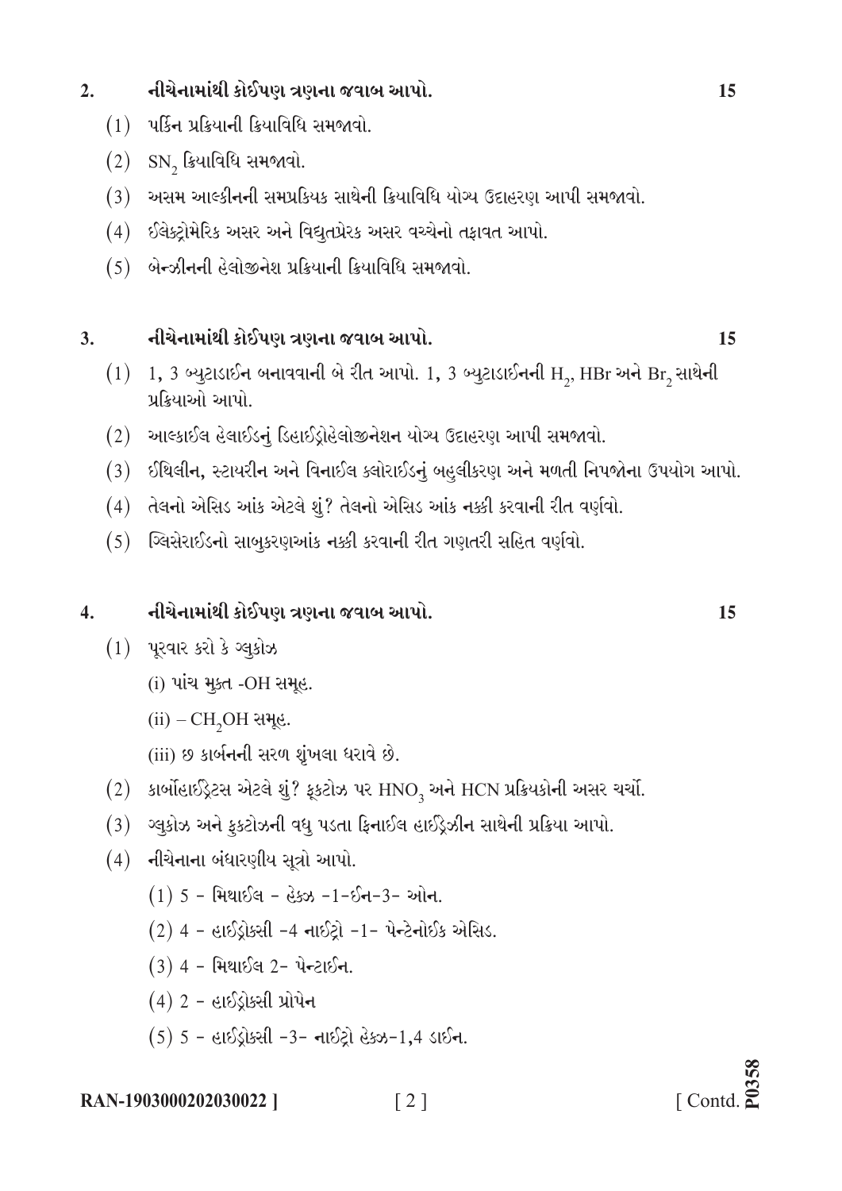**2. નીચેનામાંથી કોઈપણ ત્રણના જવાબ આપો.** **15**

(1) પર્કિન પ્રક્રિયાની ક્રિયાવિધિ સમજાવો.

(2) $SN_2$ ક્રિયાવિધિ સમજાવો.

(3) અસમ આલ્કીનની સમપ્રક્રિયક સાથેની ક્રિયાવિધિ યોગ્ય ઉદાહરણ આપી સમજાવો.

(4) ઈલેક્ટ્રોમેરિક અસર અને વિદ્યુતપ્રેરક અસર વચ્ચેનો તફાવત આપો.

(5) બેન્ઝીનની હેલોજીનેશ પ્રક્રિયાની ક્રિયાવિધિ સમજાવો.

**3. નીચેનામાંથી કોઈપણ ત્રણના જવાબ આપો.** **15**

(1) 1, 3 બ્યુટાડાઈન બનાવવાની બે રીત આપો. 1, 3 બ્યુટાડાઈનની $H_2$, HBr અને $Br_2$ સાથેની પ્રક્રિયાઓ આપો.

(2) આલ્કાઈલ હેલાઈડનું ડિહાઈડ્રોહેલોજીનેશન યોગ્ય ઉદાહરણ આપી સમજાવો.

(3) ઈથિલીન, સ્ટાયરીન અને વિનાઈલ ક્લોરાઈડનું બહુલીકરણ અને મળતી નિપજોના ઉપયોગ આપો.

(4) તેલનો એસિડ આંક એટલે શું? તેલનો એસિડ આંક નક્કી કરવાની રીત વર્ણવો.

(5) ગ્લિસેરાઈડનો સાબુકરણઆંક નક્કી કરવાની રીત ગણતરી સહિત વર્ણવો.

**4. નીચેનામાંથી કોઈપણ ત્રણના જવાબ આપો.** **15**

(1) પૂરવાર કરો કે ગ્લુકોઝ

(i) પાંચ મુક્ત -OH સમૂહ.

(ii) – $CH_2OH$ સમૂહ.

(iii) છ કાર્બનની સરળ શૃંખલા ધરાવે છે.

(2) કાર્બોહાઈડ્રેટસ એટલે શું? ફ્રુકટોઝ પર $HNO_3$ અને HCN પ્રક્રિયકોની અસર ચર્ચો.

(3) ગ્લુકોઝ અને ફ્રુકટોઝની વધુ પડતા ફિનાઈલ હાઈડ્રેઝીન સાથેની પ્રક્રિયા આપો.

(4) નીચેનાના બંધારણીય સૂત્રો આપો.

(1) 5 - મિથાઈલ - હેક્ઝ -1-ઈન-3- ઓન.

(2) 4 - હાઈડ્રોક્સી -4 નાઈટ્રો -1- પેન્ટેનોઈક એસિડ.

(3) 4 - મિથાઈલ 2- પેન્ટાઈન.

(4) 2 - હાઈડ્રોક્સી પ્રોપેન

(5) 5 - હાઈડ્રોક્સી -3- નાઈટ્રો હેક્ઝ-1,4 ડાઈન.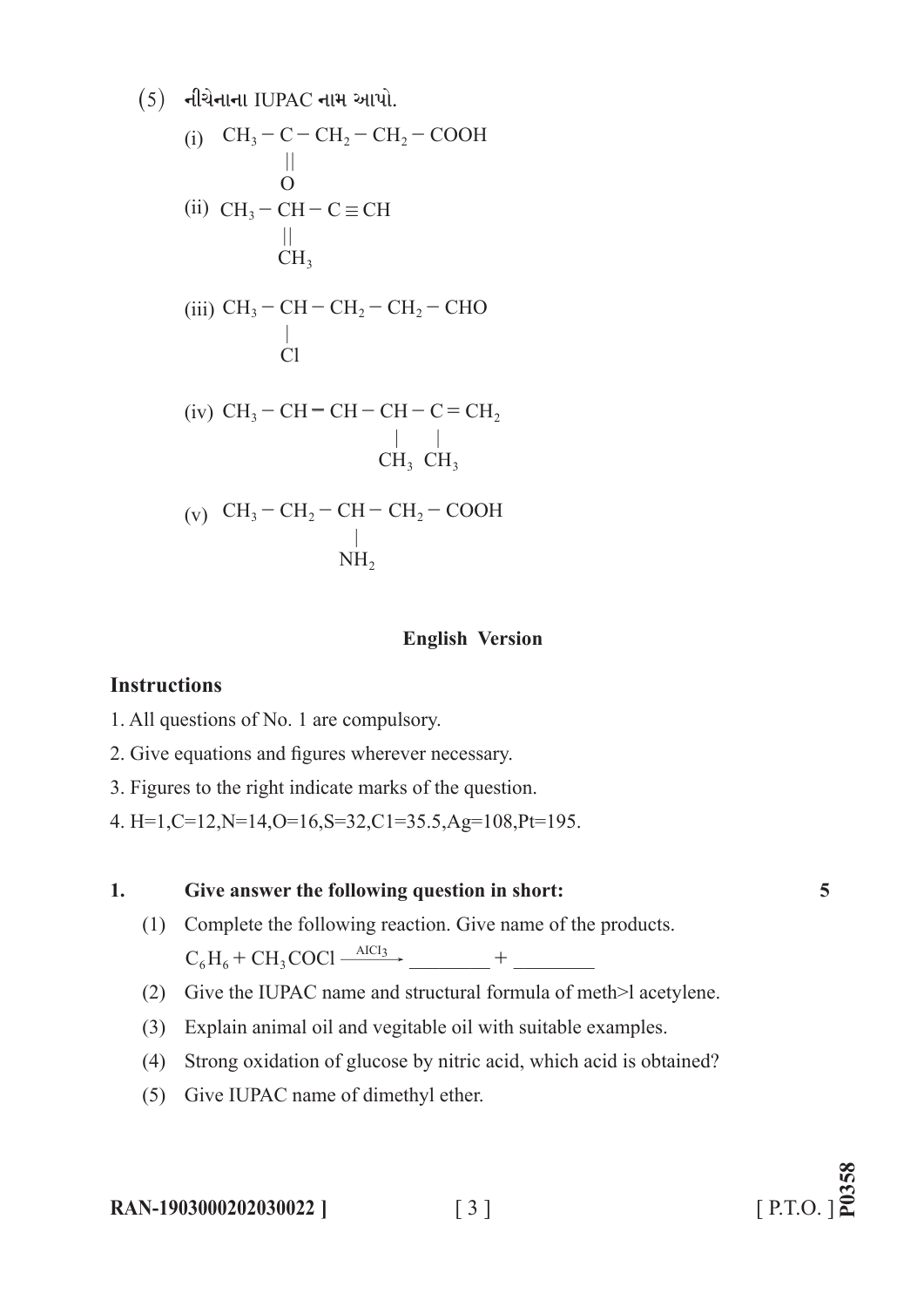(5) નીચેનાના IUPAC નામ આપો.

(i)
$$CH_3 - \underset{\underset{O}{||}}{C} - CH_2 - CH_2 - COOH$$

(ii)
$$CH_3 - \underset{\underset{CH_3}{||}}{CH} - C \equiv CH$$

(iii)
$$CH_3 - \underset{\underset{Cl}{|}}{CH} - CH_2 - CH_2 - CHO$$

(iv)
$$CH_3 - CH = CH - \underset{\underset{CH_3}{|}}{CH} - \underset{\underset{CH_3}{|}}{C} = CH_2$$

(v)
$$CH_3 - CH_2 - \underset{\underset{NH_2}{|}}{CH} - CH_2 - COOH$$

**English Version**

## Instructions

1. All questions of No. 1 are compulsory.
2. Give equations and figures wherever necessary.
3. Figures to the right indicate marks of the question.
4. H=1,C=12,N=14,O=16,S=32,C1=35.5,Ag=108,Pt=195.

**1. Give answer the following question in short:** **5**

(1) Complete the following reaction. Give name of the products.

$$C_6H_6 + CH_3COCl \xrightarrow{AlCl_3} \_\_\_\_\_\_\_\_ + \_\_\_\_\_\_\_\_$$

(2) Give the IUPAC name and structural formula of meth>l acetylene.

(3) Explain animal oil and vegitable oil with suitable examples.

(4) Strong oxidation of glucose by nitric acid, which acid is obtained?

(5) Give IUPAC name of dimethyl ether.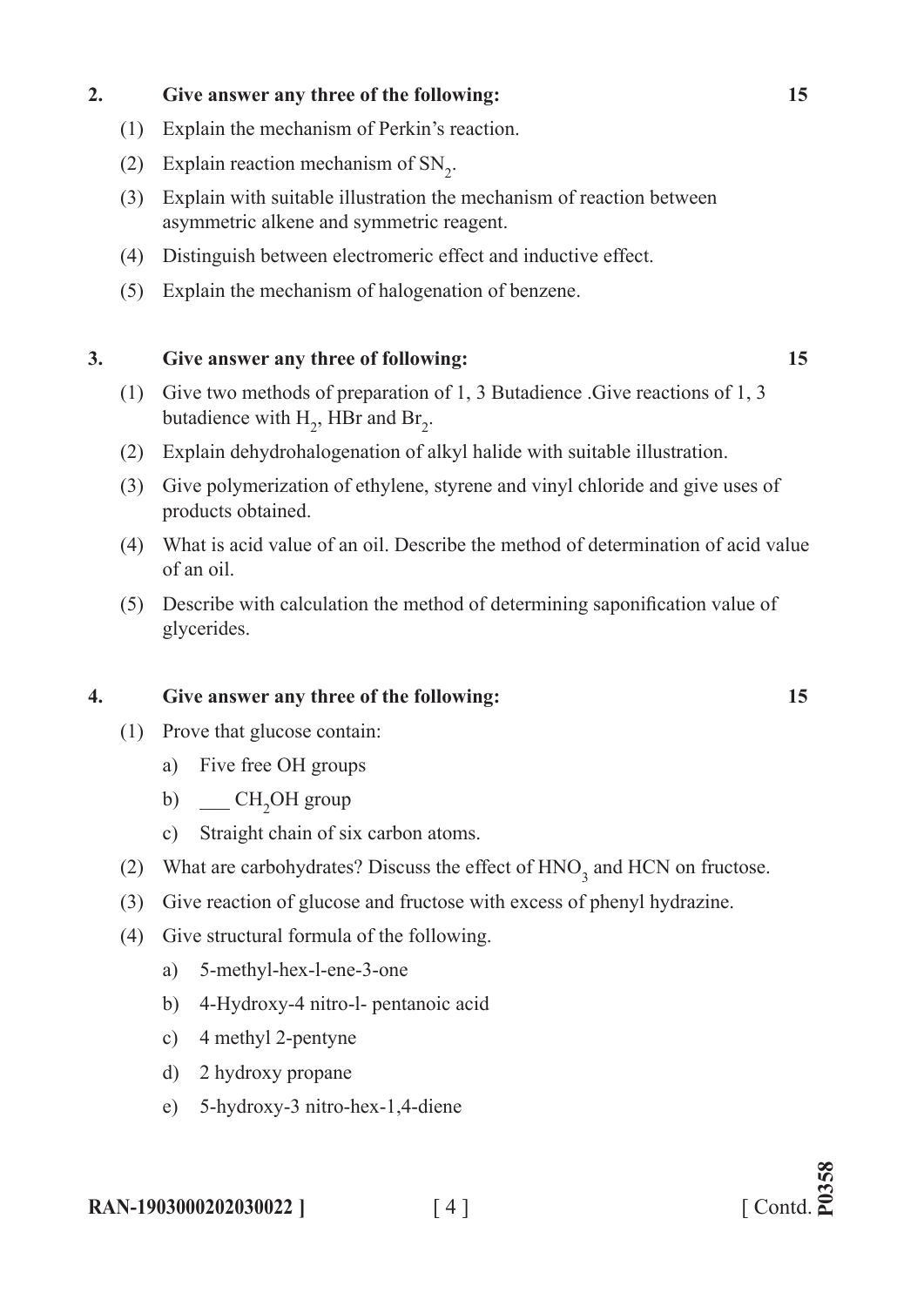**2. Give answer any three of the following: 15**

(1) Explain the mechanism of Perkin's reaction.

(2) Explain reaction mechanism of $SN_2$.

(3) Explain with suitable illustration the mechanism of reaction between asymmetric alkene and symmetric reagent.

(4) Distinguish between electromeric effect and inductive effect.

(5) Explain the mechanism of halogenation of benzene.

**3. Give answer any three of following: 15**

(1) Give two methods of preparation of 1, 3 Butadience .Give reactions of 1, 3 butadience with $H_2$, HBr and $Br_2$.

(2) Explain dehydrohalogenation of alkyl halide with suitable illustration.

(3) Give polymerization of ethylene, styrene and vinyl chloride and give uses of products obtained.

(4) What is acid value of an oil. Describe the method of determination of acid value of an oil.

(5) Describe with calculation the method of determining saponification value of glycerides.

**4. Give answer any three of the following: 15**

(1) Prove that glucose contain:

a) Five free OH groups

b) ___ $CH_2OH$ group

c) Straight chain of six carbon atoms.

(2) What are carbohydrates? Discuss the effect of $HNO_3$ and HCN on fructose.

(3) Give reaction of glucose and fructose with excess of phenyl hydrazine.

(4) Give structural formula of the following.

a) 5-methyl-hex-l-ene-3-one

b) 4-Hydroxy-4 nitro-l- pentanoic acid

c) 4 methyl 2-pentyne

d) 2 hydroxy propane

e) 5-hydroxy-3 nitro-hex-1,4-diene

RAN-1903000202030022 ] [ Contd.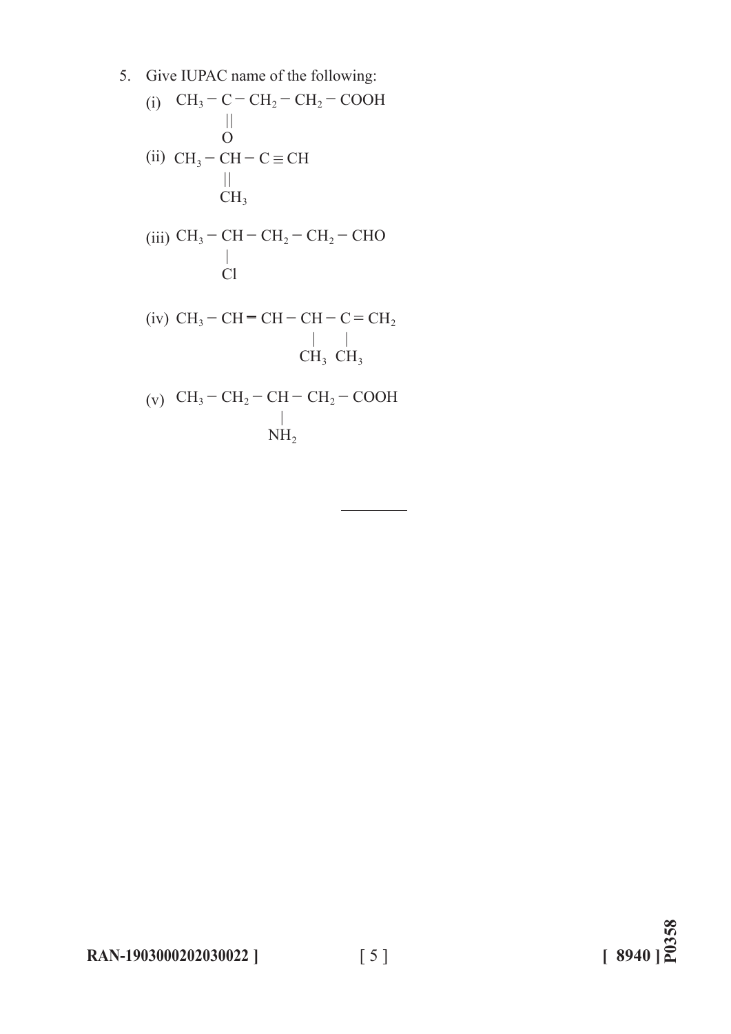5. Give IUPAC name of the following:

(i)
$$
\begin{array}{l}
CH_3 - \underset{\underset{\displaystyle O}{||}}{C} - CH_2 - CH_2 - COOH
\end{array}
$$

(ii)
$$
\begin{array}{l}
CH_3 - \underset{\underset{\displaystyle CH_3}{||}}{CH} - C \equiv CH
\end{array}
$$

(iii)
$$
\begin{array}{l}
CH_3 - \underset{\underset{\displaystyle Cl}{|}}{CH} - CH_2 - CH_2 - CHO
\end{array}
$$

(iv)
$$
\begin{array}{l}
CH_3 - CH = CH - \underset{\underset{\displaystyle CH_3}{|}}{CH} - \underset{\underset{\displaystyle CH_3}{|}}{C} = CH_2
\end{array}
$$

(v)
$$
\begin{array}{l}
CH_3 - CH_2 - \underset{\underset{\displaystyle NH_2}{|}}{CH} - CH_2 - COOH
\end{array}
$$

---